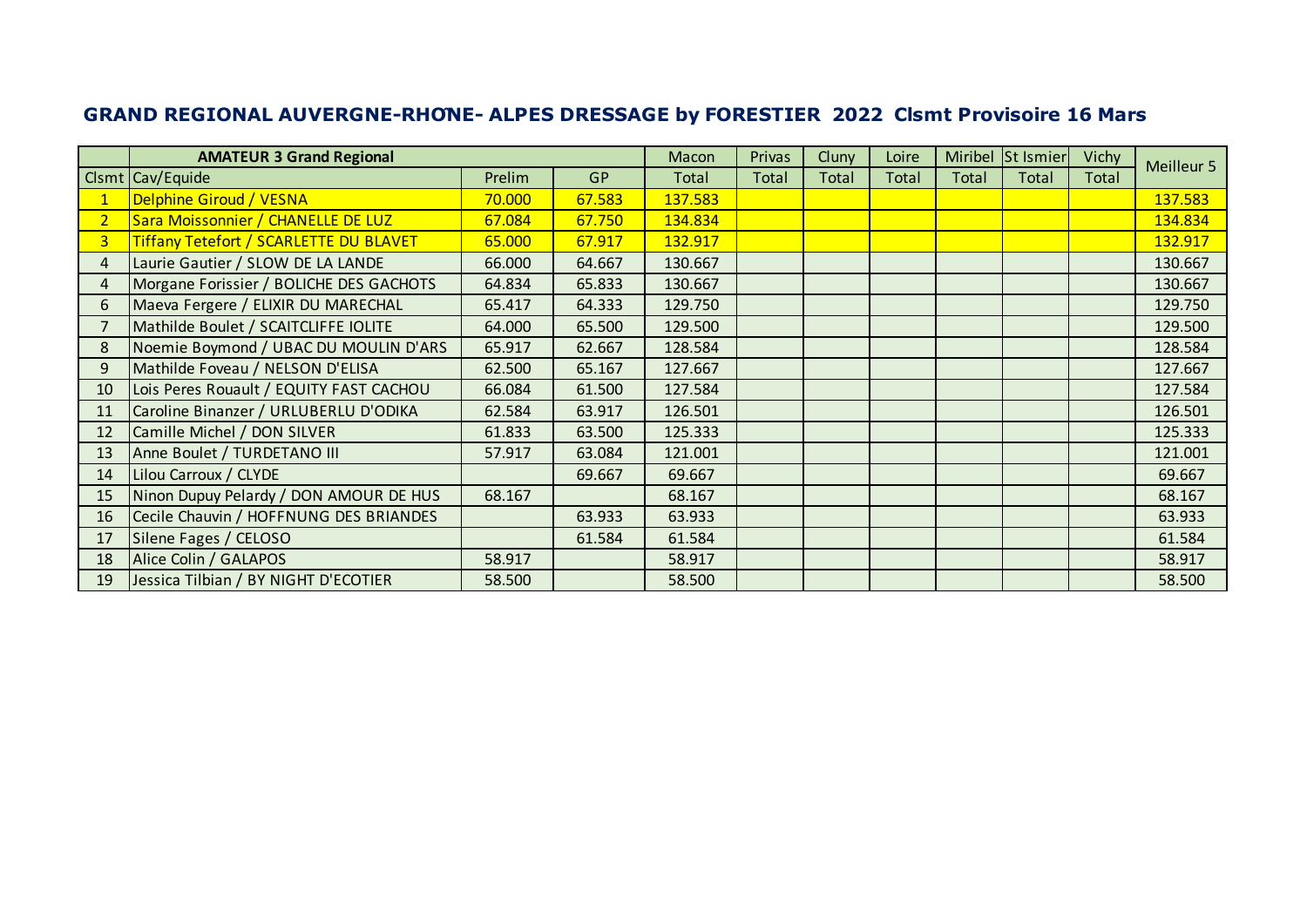# GRAND REGIONAL AUVERGNE-RHONE- ALPES DRESSAGE by FORESTIER 2022 Clsmt Provisoire 16 Mars

| | AMATEUR 3 Grand Regional | | | Macon | Privas | Cluny | Loire | Miribel | St Ismier | Vichy | Meilleur 5 |
|---|---|---|---|---|---|---|---|---|---|---|---|
| Clsmt | Cav/Equide | Prelim | GP | Total | Total | Total | Total | Total | Total | Total | |
| 1 | Delphine Giroud / VESNA | 70.000 | 67.583 | 137.583 | | | | | | | 137.583 |
| 2 | Sara Moissonnier / CHANELLE DE LUZ | 67.084 | 67.750 | 134.834 | | | | | | | 134.834 |
| 3 | Tiffany Tetefort / SCARLETTE DU BLAVET | 65.000 | 67.917 | 132.917 | | | | | | | 132.917 |
| 4 | Laurie Gautier / SLOW DE LA LANDE | 66.000 | 64.667 | 130.667 | | | | | | | 130.667 |
| 4 | Morgane Forissier / BOLICHE DES GACHOTS | 64.834 | 65.833 | 130.667 | | | | | | | 130.667 |
| 6 | Maeva Fergere / ELIXIR DU MARECHAL | 65.417 | 64.333 | 129.750 | | | | | | | 129.750 |
| 7 | Mathilde Boulet / SCAITCLIFFE IOLITE | 64.000 | 65.500 | 129.500 | | | | | | | 129.500 |
| 8 | Noemie Boymond / UBAC DU MOULIN D'ARS | 65.917 | 62.667 | 128.584 | | | | | | | 128.584 |
| 9 | Mathilde Foveau / NELSON D'ELISA | 62.500 | 65.167 | 127.667 | | | | | | | 127.667 |
| 10 | Lois Peres Rouault / EQUITY FAST CACHOU | 66.084 | 61.500 | 127.584 | | | | | | | 127.584 |
| 11 | Caroline Binanzer / URLUBERLU D'ODIKA | 62.584 | 63.917 | 126.501 | | | | | | | 126.501 |
| 12 | Camille Michel / DON SILVER | 61.833 | 63.500 | 125.333 | | | | | | | 125.333 |
| 13 | Anne Boulet / TURDETANO III | 57.917 | 63.084 | 121.001 | | | | | | | 121.001 |
| 14 | Lilou Carroux / CLYDE | | 69.667 | 69.667 | | | | | | | 69.667 |
| 15 | Ninon Dupuy Pelardy / DON AMOUR DE HUS | 68.167 | | 68.167 | | | | | | | 68.167 |
| 16 | Cecile Chauvin / HOFFNUNG DES BRIANDES | | 63.933 | 63.933 | | | | | | | 63.933 |
| 17 | Silene Fages / CELOSO | | 61.584 | 61.584 | | | | | | | 61.584 |
| 18 | Alice Colin / GALAPOS | 58.917 | | 58.917 | | | | | | | 58.917 |
| 19 | Jessica Tilbian / BY NIGHT D'ECOTIER | 58.500 | | 58.500 | | | | | | | 58.500 |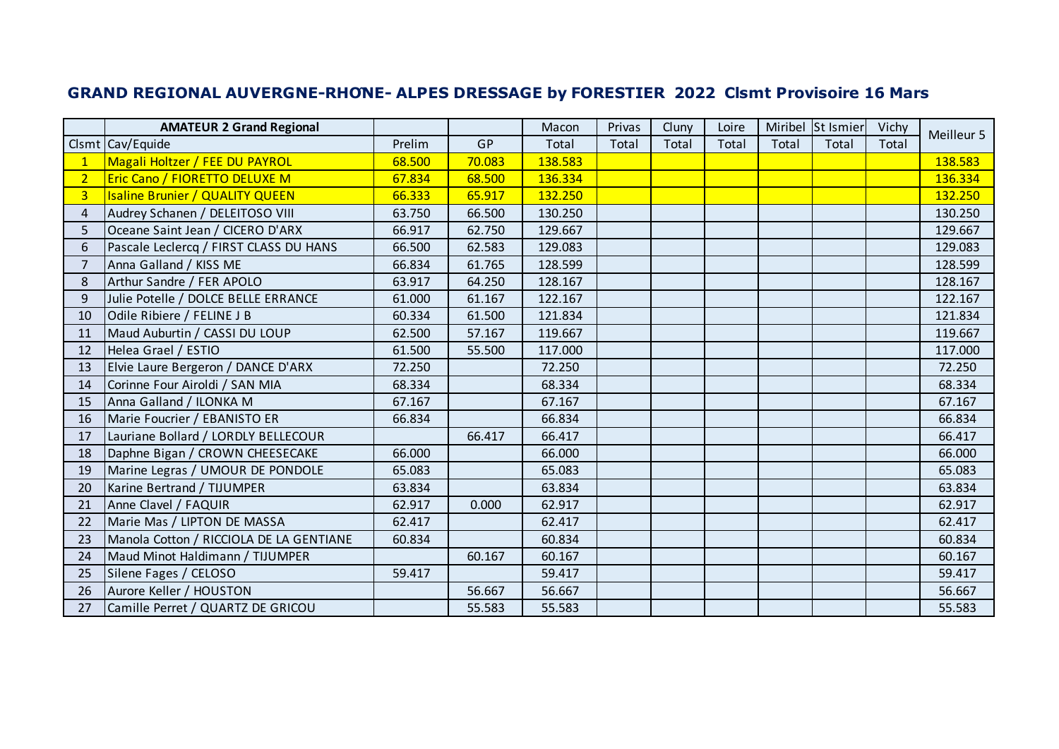## GRAND REGIONAL AUVERGNE-RHONE- ALPES DRESSAGE by FORESTIER 2022 Clsmt Provisoire 16 Mars

| | AMATEUR 2 Grand Regional | | | Macon | Privas | Cluny | Loire | Miribel | St Ismier | Vichy | Meilleur 5 |
|---|---|---|---|---|---|---|---|---|---|---|---|
| Clsmt | Cav/Equide | Prelim | GP | Total | Total | Total | Total | Total | Total | Total | |
| 1 | Magali Holtzer / FEE DU PAYROL | 68.500 | 70.083 | 138.583 | | | | | | | 138.583 |
| 2 | Eric Cano / FIORETTO DELUXE M | 67.834 | 68.500 | 136.334 | | | | | | | 136.334 |
| 3 | Isaline Brunier / QUALITY QUEEN | 66.333 | 65.917 | 132.250 | | | | | | | 132.250 |
| 4 | Audrey Schanen / DELEITOSO VIII | 63.750 | 66.500 | 130.250 | | | | | | | 130.250 |
| 5 | Oceane Saint Jean / CICERO D'ARX | 66.917 | 62.750 | 129.667 | | | | | | | 129.667 |
| 6 | Pascale Leclercq / FIRST CLASS DU HANS | 66.500 | 62.583 | 129.083 | | | | | | | 129.083 |
| 7 | Anna Galland / KISS ME | 66.834 | 61.765 | 128.599 | | | | | | | 128.599 |
| 8 | Arthur Sandre / FER APOLO | 63.917 | 64.250 | 128.167 | | | | | | | 128.167 |
| 9 | Julie Potelle / DOLCE BELLE ERRANCE | 61.000 | 61.167 | 122.167 | | | | | | | 122.167 |
| 10 | Odile Ribiere / FELINE J B | 60.334 | 61.500 | 121.834 | | | | | | | 121.834 |
| 11 | Maud Auburtin / CASSI DU LOUP | 62.500 | 57.167 | 119.667 | | | | | | | 119.667 |
| 12 | Helea Grael / ESTIO | 61.500 | 55.500 | 117.000 | | | | | | | 117.000 |
| 13 | Elvie Laure Bergeron / DANCE D'ARX | 72.250 | | 72.250 | | | | | | | 72.250 |
| 14 | Corinne Four Airoldi / SAN MIA | 68.334 | | 68.334 | | | | | | | 68.334 |
| 15 | Anna Galland / ILONKA M | 67.167 | | 67.167 | | | | | | | 67.167 |
| 16 | Marie Foucrier / EBANISTO ER | 66.834 | | 66.834 | | | | | | | 66.834 |
| 17 | Lauriane Bollard / LORDLY BELLECOUR | | 66.417 | 66.417 | | | | | | | 66.417 |
| 18 | Daphne Bigan / CROWN CHEESECAKE | 66.000 | | 66.000 | | | | | | | 66.000 |
| 19 | Marine Legras / UMOUR DE PONDOLE | 65.083 | | 65.083 | | | | | | | 65.083 |
| 20 | Karine Bertrand / TIJUMPER | 63.834 | | 63.834 | | | | | | | 63.834 |
| 21 | Anne Clavel / FAQUIR | 62.917 | 0.000 | 62.917 | | | | | | | 62.917 |
| 22 | Marie Mas / LIPTON DE MASSA | 62.417 | | 62.417 | | | | | | | 62.417 |
| 23 | Manola Cotton / RICCIOLA DE LA GENTIANE | 60.834 | | 60.834 | | | | | | | 60.834 |
| 24 | Maud Minot Haldimann / TIJUMPER | | 60.167 | 60.167 | | | | | | | 60.167 |
| 25 | Silene Fages / CELOSO | 59.417 | | 59.417 | | | | | | | 59.417 |
| 26 | Aurore Keller / HOUSTON | | 56.667 | 56.667 | | | | | | | 56.667 |
| 27 | Camille Perret / QUARTZ DE GRICOU | | 55.583 | 55.583 | | | | | | | 55.583 |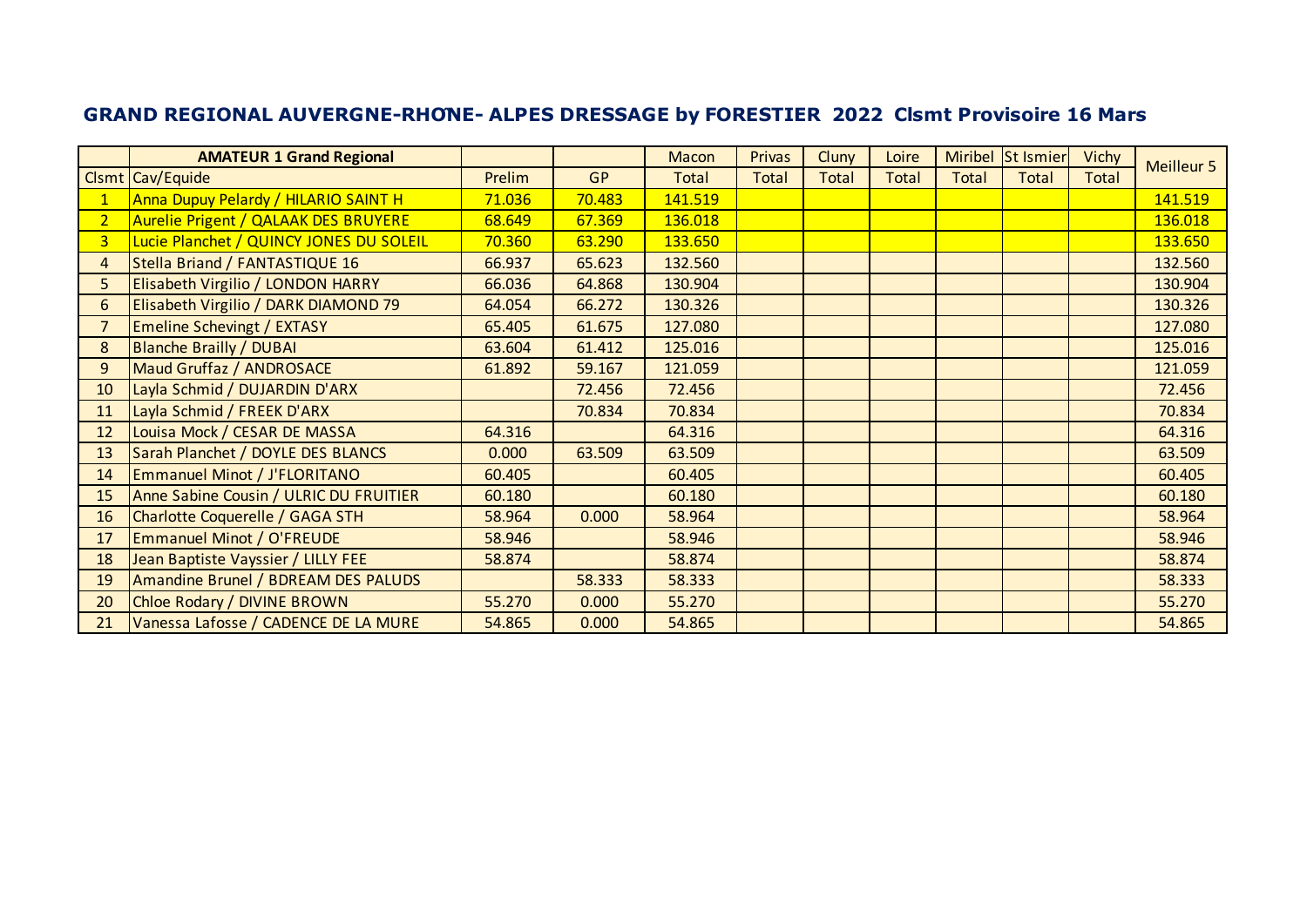## GRAND REGIONAL AUVERGNE-RHONE- ALPES DRESSAGE by FORESTIER 2022 Clsmt Provisoire 16 Mars

| | AMATEUR 1 Grand Regional | | | Macon | Privas | Cluny | Loire | Miribel | St Ismier | Vichy | Meilleur 5 |
|---|---|---|---|---|---|---|---|---|---|---|---|
| Clsmt | Cav/Equide | Prelim | GP | Total | Total | Total | Total | Total | Total | Total | |
| 1 | Anna Dupuy Pelardy / HILARIO SAINT H | 71.036 | 70.483 | 141.519 | | | | | | | 141.519 |
| 2 | Aurelie Prigent / QALAAK DES BRUYERE | 68.649 | 67.369 | 136.018 | | | | | | | 136.018 |
| 3 | Lucie Planchet / QUINCY JONES DU SOLEIL | 70.360 | 63.290 | 133.650 | | | | | | | 133.650 |
| 4 | Stella Briand / FANTASTIQUE 16 | 66.937 | 65.623 | 132.560 | | | | | | | 132.560 |
| 5 | Elisabeth Virgilio / LONDON HARRY | 66.036 | 64.868 | 130.904 | | | | | | | 130.904 |
| 6 | Elisabeth Virgilio / DARK DIAMOND 79 | 64.054 | 66.272 | 130.326 | | | | | | | 130.326 |
| 7 | Emeline Schevingt / EXTASY | 65.405 | 61.675 | 127.080 | | | | | | | 127.080 |
| 8 | Blanche Brailly / DUBAI | 63.604 | 61.412 | 125.016 | | | | | | | 125.016 |
| 9 | Maud Gruffaz / ANDROSACE | 61.892 | 59.167 | 121.059 | | | | | | | 121.059 |
| 10 | Layla Schmid / DUJARDIN D'ARX | | 72.456 | 72.456 | | | | | | | 72.456 |
| 11 | Layla Schmid / FREEK D'ARX | | 70.834 | 70.834 | | | | | | | 70.834 |
| 12 | Louisa Mock / CESAR DE MASSA | 64.316 | | 64.316 | | | | | | | 64.316 |
| 13 | Sarah Planchet / DOYLE DES BLANCS | 0.000 | 63.509 | 63.509 | | | | | | | 63.509 |
| 14 | Emmanuel Minot / J'FLORITANO | 60.405 | | 60.405 | | | | | | | 60.405 |
| 15 | Anne Sabine Cousin / ULRIC DU FRUITIER | 60.180 | | 60.180 | | | | | | | 60.180 |
| 16 | Charlotte Coquerelle / GAGA STH | 58.964 | 0.000 | 58.964 | | | | | | | 58.964 |
| 17 | Emmanuel Minot / O'FREUDE | 58.946 | | 58.946 | | | | | | | 58.946 |
| 18 | Jean Baptiste Vayssier / LILLY FEE | 58.874 | | 58.874 | | | | | | | 58.874 |
| 19 | Amandine Brunel / BDREAM DES PALUDS | | 58.333 | 58.333 | | | | | | | 58.333 |
| 20 | Chloe Rodary / DIVINE BROWN | 55.270 | 0.000 | 55.270 | | | | | | | 55.270 |
| 21 | Vanessa Lafosse / CADENCE DE LA MURE | 54.865 | 0.000 | 54.865 | | | | | | | 54.865 |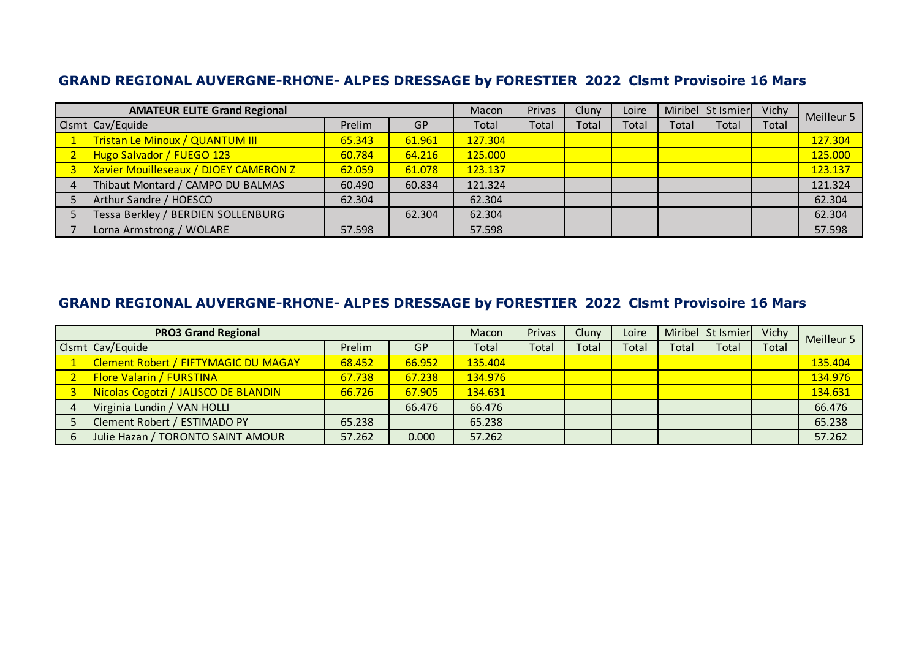## GRAND REGIONAL AUVERGNE-RHONE- ALPES DRESSAGE by FORESTIER 2022 Clsmt Provisoire 16 Mars

| | AMATEUR ELITE Grand Regional | | | Macon | Privas | Cluny | Loire | Miribel | St Ismier | Vichy | Meilleur 5 |
|---|---|---|---|---|---|---|---|---|---|---|---|
| Clsmt | Cav/Equide | Prelim | GP | Total | Total | Total | Total | Total | Total | Total | |
| 1 | Tristan Le Minoux / QUANTUM III | 65.343 | 61.961 | 127.304 | | | | | | | 127.304 |
| 2 | Hugo Salvador / FUEGO 123 | 60.784 | 64.216 | 125.000 | | | | | | | 125.000 |
| 3 | Xavier Mouilleseaux / DJOEY CAMERON Z | 62.059 | 61.078 | 123.137 | | | | | | | 123.137 |
| 4 | Thibaut Montard / CAMPO DU BALMAS | 60.490 | 60.834 | 121.324 | | | | | | | 121.324 |
| 5 | Arthur Sandre / HOESCO | 62.304 | | 62.304 | | | | | | | 62.304 |
| 5 | Tessa Berkley / BERDIEN SOLLENBURG | | 62.304 | 62.304 | | | | | | | 62.304 |
| 7 | Lorna Armstrong / WOLARE | 57.598 | | 57.598 | | | | | | | 57.598 |

## GRAND REGIONAL AUVERGNE-RHONE- ALPES DRESSAGE by FORESTIER 2022 Clsmt Provisoire 16 Mars

| | PRO3 Grand Regional | | | Macon | Privas | Cluny | Loire | Miribel | St Ismier | Vichy | Meilleur 5 |
|---|---|---|---|---|---|---|---|---|---|---|---|
| Clsmt | Cav/Equide | Prelim | GP | Total | Total | Total | Total | Total | Total | Total | |
| 1 | Clement Robert / FIFTYMAGIC DU MAGAY | 68.452 | 66.952 | 135.404 | | | | | | | 135.404 |
| 2 | Flore Valarin / FURSTINA | 67.738 | 67.238 | 134.976 | | | | | | | 134.976 |
| 3 | Nicolas Cogotzi / JALISCO DE BLANDIN | 66.726 | 67.905 | 134.631 | | | | | | | 134.631 |
| 4 | Virginia Lundin / VAN HOLLI | | 66.476 | 66.476 | | | | | | | 66.476 |
| 5 | Clement Robert / ESTIMADO PY | 65.238 | | 65.238 | | | | | | | 65.238 |
| 6 | Julie Hazan / TORONTO SAINT AMOUR | 57.262 | 0.000 | 57.262 | | | | | | | 57.262 |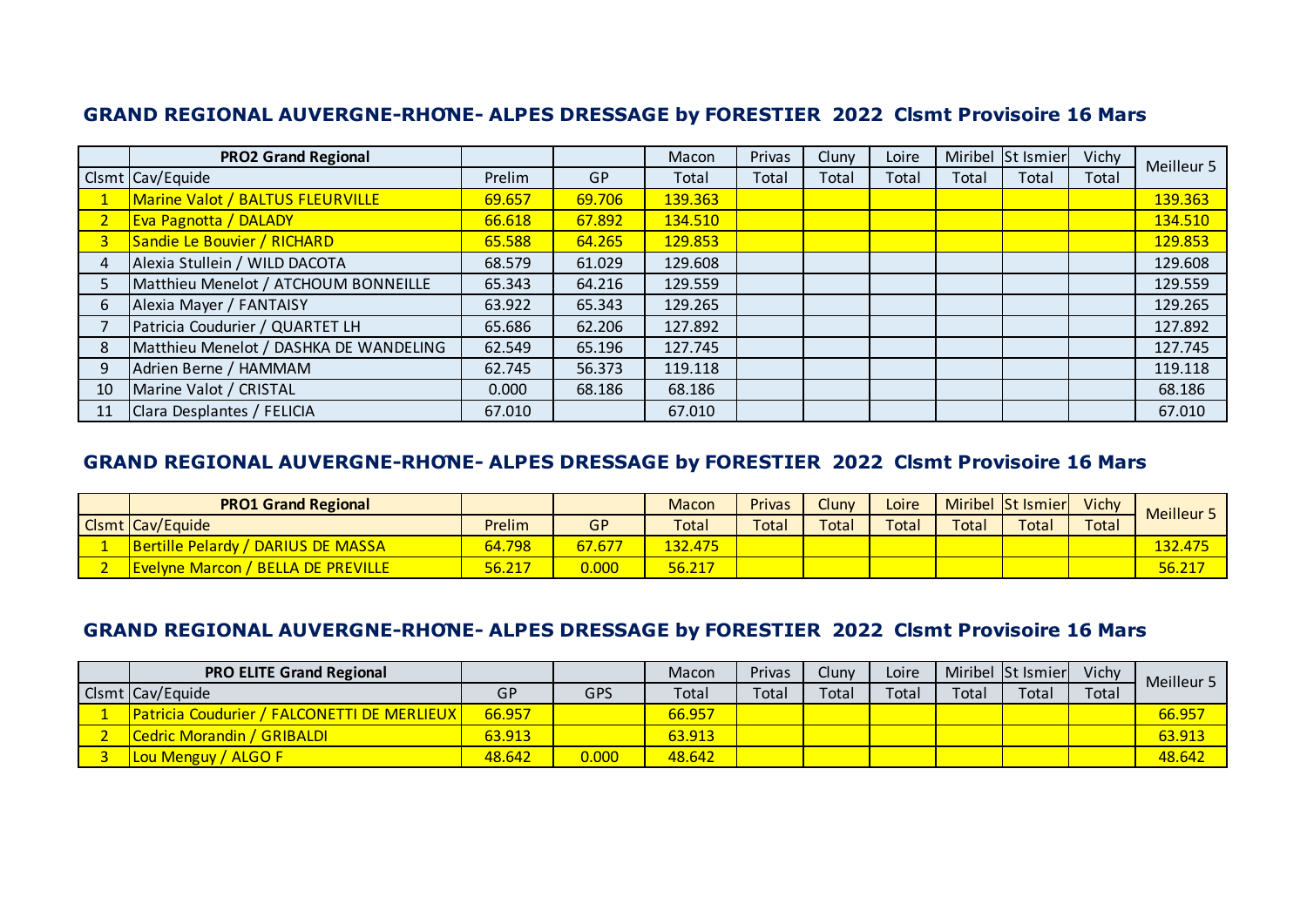## GRAND REGIONAL AUVERGNE-RHONE- ALPES DRESSAGE by FORESTIER 2022 Clsmt Provisoire 16 Mars

| | PRO2 Grand Regional | | | Macon | Privas | Cluny | Loire | Miribel | St Ismier | Vichy | Meilleur 5 |
|---|---|---|---|---|---|---|---|---|---|---|---|
| Clsmt | Cav/Equide | Prelim | GP | Total | Total | Total | Total | Total | Total | Total | |
| 1 | Marine Valot / BALTUS FLEURVILLE | 69.657 | 69.706 | 139.363 | | | | | | | 139.363 |
| 2 | Eva Pagnotta / DALADY | 66.618 | 67.892 | 134.510 | | | | | | | 134.510 |
| 3 | Sandie Le Bouvier / RICHARD | 65.588 | 64.265 | 129.853 | | | | | | | 129.853 |
| 4 | Alexia Stullein / WILD DACOTA | 68.579 | 61.029 | 129.608 | | | | | | | 129.608 |
| 5 | Matthieu Menelot / ATCHOUM BONNEILLE | 65.343 | 64.216 | 129.559 | | | | | | | 129.559 |
| 6 | Alexia Mayer / FANTAISY | 63.922 | 65.343 | 129.265 | | | | | | | 129.265 |
| 7 | Patricia Coudurier / QUARTET LH | 65.686 | 62.206 | 127.892 | | | | | | | 127.892 |
| 8 | Matthieu Menelot / DASHKA DE WANDELING | 62.549 | 65.196 | 127.745 | | | | | | | 127.745 |
| 9 | Adrien Berne / HAMMAM | 62.745 | 56.373 | 119.118 | | | | | | | 119.118 |
| 10 | Marine Valot / CRISTAL | 0.000 | 68.186 | 68.186 | | | | | | | 68.186 |
| 11 | Clara Desplantes / FELICIA | 67.010 | | 67.010 | | | | | | | 67.010 |

## GRAND REGIONAL AUVERGNE-RHONE- ALPES DRESSAGE by FORESTIER 2022 Clsmt Provisoire 16 Mars

| | PRO1 Grand Regional | | | Macon | Privas | Cluny | Loire | Miribel | St Ismier | Vichy | Meilleur 5 |
|---|---|---|---|---|---|---|---|---|---|---|---|
| Clsmt | Cav/Equide | Prelim | GP | Total | Total | Total | Total | Total | Total | Total | |
| 1 | Bertille Pelardy / DARIUS DE MASSA | 64.798 | 67.677 | 132.475 | | | | | | | 132.475 |
| 2 | Evelyne Marcon / BELLA DE PREVILLE | 56.217 | 0.000 | 56.217 | | | | | | | 56.217 |

## GRAND REGIONAL AUVERGNE-RHONE- ALPES DRESSAGE by FORESTIER 2022 Clsmt Provisoire 16 Mars

| | PRO ELITE Grand Regional | | | Macon | Privas | Cluny | Loire | Miribel | St Ismier | Vichy | Meilleur 5 |
|---|---|---|---|---|---|---|---|---|---|---|---|
| Clsmt | Cav/Equide | GP | GPS | Total | Total | Total | Total | Total | Total | Total | |
| 1 | Patricia Coudurier / FALCONETTI DE MERLIEUX | 66.957 | | 66.957 | | | | | | | 66.957 |
| 2 | Cedric Morandin / GRIBALDI | 63.913 | | 63.913 | | | | | | | 63.913 |
| 3 | Lou Menguy / ALGO F | 48.642 | 0.000 | 48.642 | | | | | | | 48.642 |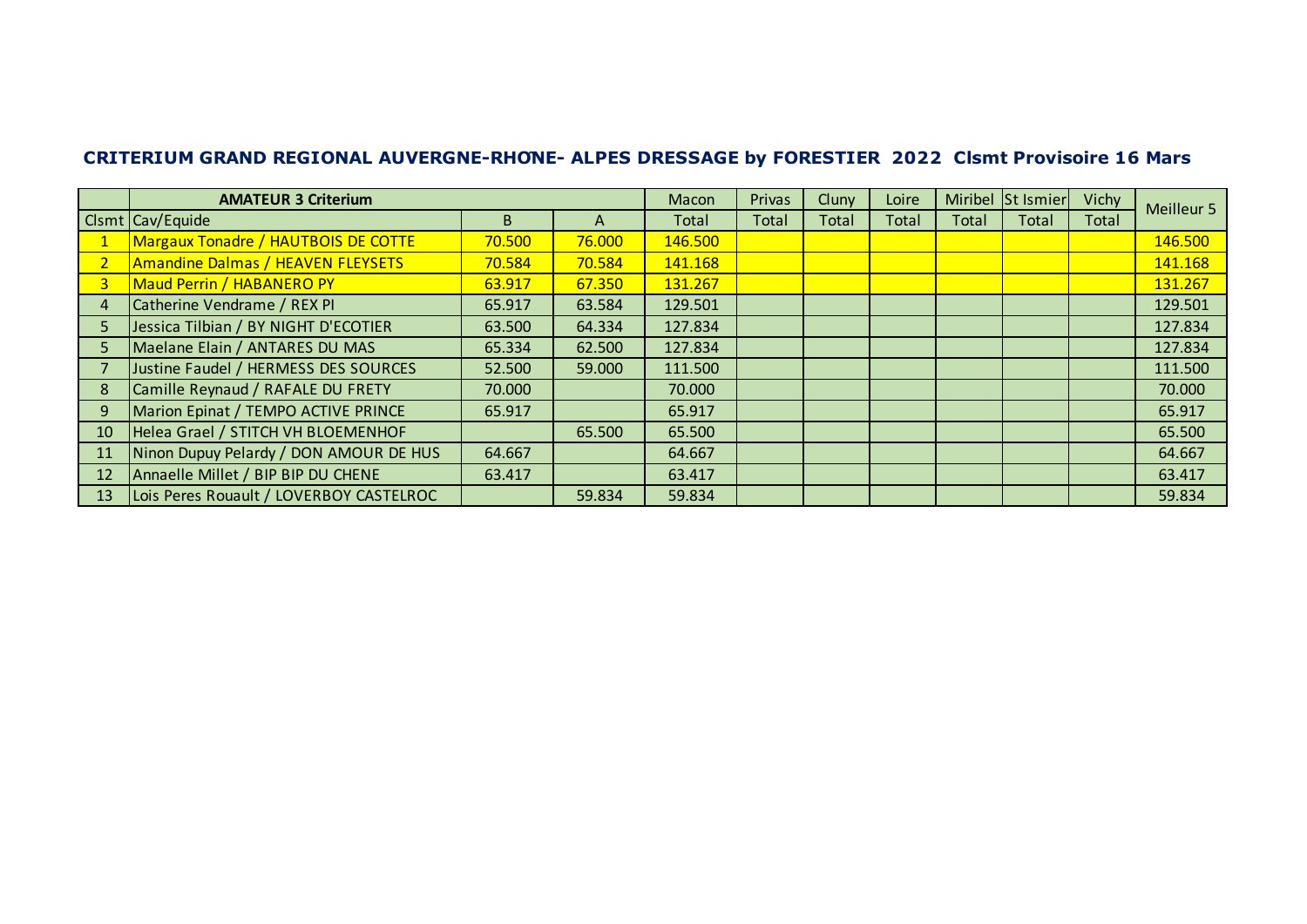# CRITERIUM GRAND REGIONAL AUVERGNE-RHONE- ALPES DRESSAGE by FORESTIER 2022 Clsmt Provisoire 16 Mars

| | **AMATEUR 3 Criterium** | | | Macon | Privas | Cluny | Loire | Miribel | St Ismier | Vichy | Meilleur 5 |
|---|---|---|---|---|---|---|---|---|---|---|---|
| Clsmt | Cav/Equide | B | A | Total | Total | Total | Total | Total | Total | Total | |
| 1 | Margaux Tonadre / HAUTBOIS DE COTTE | 70.500 | 76.000 | 146.500 | | | | | | | 146.500 |
| 2 | Amandine Dalmas / HEAVEN FLEYSETS | 70.584 | 70.584 | 141.168 | | | | | | | 141.168 |
| 3 | Maud Perrin / HABANERO PY | 63.917 | 67.350 | 131.267 | | | | | | | 131.267 |
| 4 | Catherine Vendrame / REX PI | 65.917 | 63.584 | 129.501 | | | | | | | 129.501 |
| 5 | Jessica Tilbian / BY NIGHT D'ECOTIER | 63.500 | 64.334 | 127.834 | | | | | | | 127.834 |
| 5 | Maelane Elain / ANTARES DU MAS | 65.334 | 62.500 | 127.834 | | | | | | | 127.834 |
| 7 | Justine Faudel / HERMESS DES SOURCES | 52.500 | 59.000 | 111.500 | | | | | | | 111.500 |
| 8 | Camille Reynaud / RAFALE DU FRETY | 70.000 | | 70.000 | | | | | | | 70.000 |
| 9 | Marion Epinat / TEMPO ACTIVE PRINCE | 65.917 | | 65.917 | | | | | | | 65.917 |
| 10 | Helea Grael / STITCH VH BLOEMENHOF | | 65.500 | 65.500 | | | | | | | 65.500 |
| 11 | Ninon Dupuy Pelardy / DON AMOUR DE HUS | 64.667 | | 64.667 | | | | | | | 64.667 |
| 12 | Annaelle Millet / BIP BIP DU CHENE | 63.417 | | 63.417 | | | | | | | 63.417 |
| 13 | Lois Peres Rouault / LOVERBOY CASTELROC | | 59.834 | 59.834 | | | | | | | 59.834 |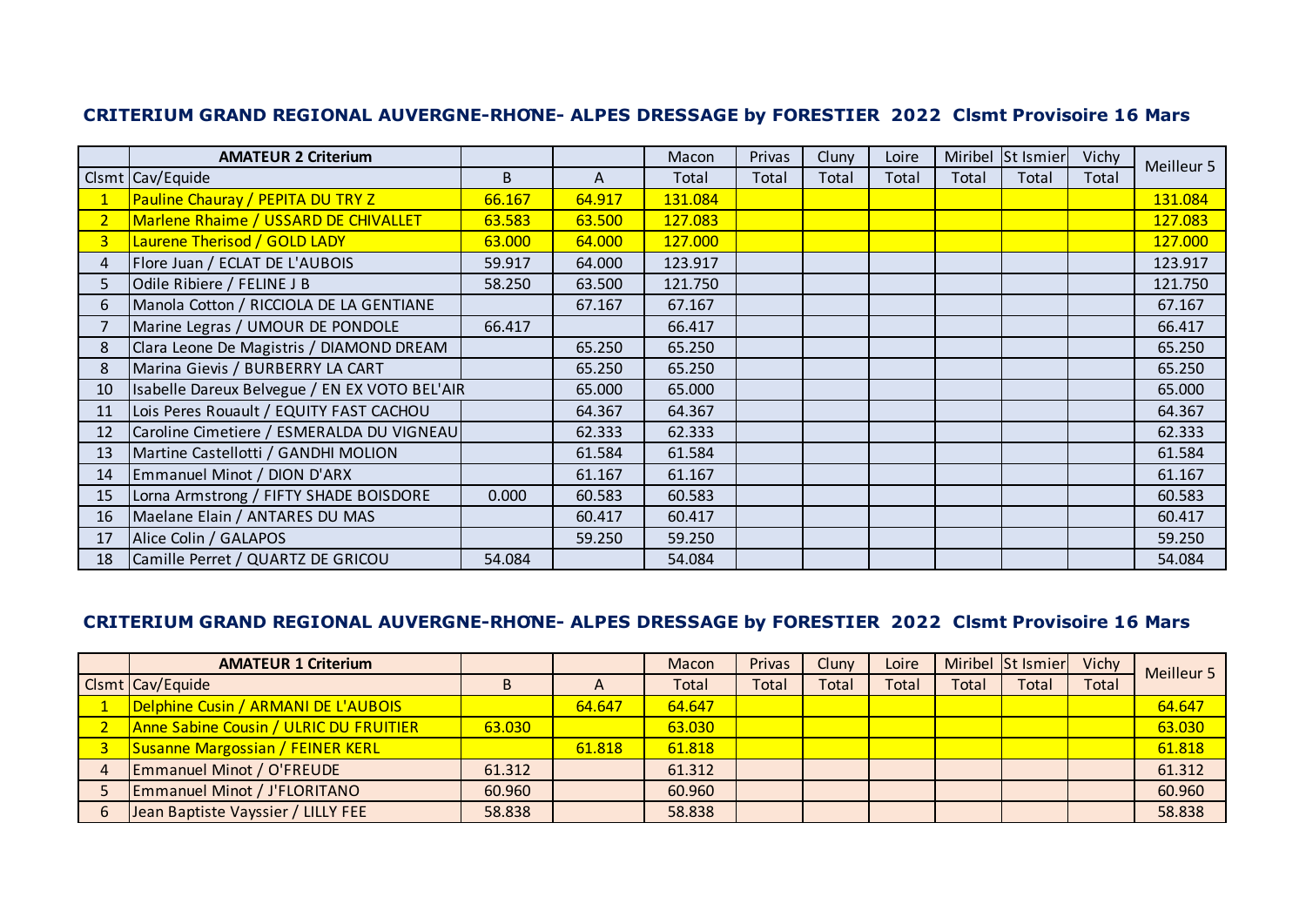## CRITERIUM GRAND REGIONAL AUVERGNE-RHONE- ALPES DRESSAGE by FORESTIER 2022 Clsmt Provisoire 16 Mars

| | AMATEUR 2 Criterium | | | Macon | Privas | Cluny | Loire | Miribel | St Ismier | Vichy | Meilleur 5 |
|---|---|---|---|---|---|---|---|---|---|---|---|
| Clsmt | Cav/Equide | B | A | Total | Total | Total | Total | Total | Total | Total | |
| 1 | Pauline Chauray / PEPITA DU TRY Z | 66.167 | 64.917 | 131.084 | | | | | | | 131.084 |
| 2 | Marlene Rhaime / USSARD DE CHIVALLET | 63.583 | 63.500 | 127.083 | | | | | | | 127.083 |
| 3 | Laurene Therisod / GOLD LADY | 63.000 | 64.000 | 127.000 | | | | | | | 127.000 |
| 4 | Flore Juan / ECLAT DE L'AUBOIS | 59.917 | 64.000 | 123.917 | | | | | | | 123.917 |
| 5 | Odile Ribiere / FELINE J B | 58.250 | 63.500 | 121.750 | | | | | | | 121.750 |
| 6 | Manola Cotton / RICCIOLA DE LA GENTIANE | | 67.167 | 67.167 | | | | | | | 67.167 |
| 7 | Marine Legras / UMOUR DE PONDOLE | 66.417 | | 66.417 | | | | | | | 66.417 |
| 8 | Clara Leone De Magistris / DIAMOND DREAM | | 65.250 | 65.250 | | | | | | | 65.250 |
| 8 | Marina Gievis / BURBERRY LA CART | | 65.250 | 65.250 | | | | | | | 65.250 |
| 10 | Isabelle Dareux Belvegue / EN EX VOTO BEL'AIR | | 65.000 | 65.000 | | | | | | | 65.000 |
| 11 | Lois Peres Rouault / EQUITY FAST CACHOU | | 64.367 | 64.367 | | | | | | | 64.367 |
| 12 | Caroline Cimetiere / ESMERALDA DU VIGNEAU | | 62.333 | 62.333 | | | | | | | 62.333 |
| 13 | Martine Castellotti / GANDHI MOLION | | 61.584 | 61.584 | | | | | | | 61.584 |
| 14 | Emmanuel Minot / DION D'ARX | | 61.167 | 61.167 | | | | | | | 61.167 |
| 15 | Lorna Armstrong / FIFTY SHADE BOISDORE | 0.000 | 60.583 | 60.583 | | | | | | | 60.583 |
| 16 | Maelane Elain / ANTARES DU MAS | | 60.417 | 60.417 | | | | | | | 60.417 |
| 17 | Alice Colin / GALAPOS | | 59.250 | 59.250 | | | | | | | 59.250 |
| 18 | Camille Perret / QUARTZ DE GRICOU | 54.084 | | 54.084 | | | | | | | 54.084 |

## CRITERIUM GRAND REGIONAL AUVERGNE-RHONE- ALPES DRESSAGE by FORESTIER 2022 Clsmt Provisoire 16 Mars

| | AMATEUR 1 Criterium | | | Macon | Privas | Cluny | Loire | Miribel | St Ismier | Vichy | Meilleur 5 |
|---|---|---|---|---|---|---|---|---|---|---|---|
| Clsmt | Cav/Equide | B | A | Total | Total | Total | Total | Total | Total | Total | |
| 1 | Delphine Cusin / ARMANI DE L'AUBOIS | | 64.647 | 64.647 | | | | | | | 64.647 |
| 2 | Anne Sabine Cousin / ULRIC DU FRUITIER | 63.030 | | 63.030 | | | | | | | 63.030 |
| 3 | Susanne Margossian / FEINER KERL | | 61.818 | 61.818 | | | | | | | 61.818 |
| 4 | Emmanuel Minot / O'FREUDE | 61.312 | | 61.312 | | | | | | | 61.312 |
| 5 | Emmanuel Minot / J'FLORITANO | 60.960 | | 60.960 | | | | | | | 60.960 |
| 6 | Jean Baptiste Vayssier / LILLY FEE | 58.838 | | 58.838 | | | | | | | 58.838 |